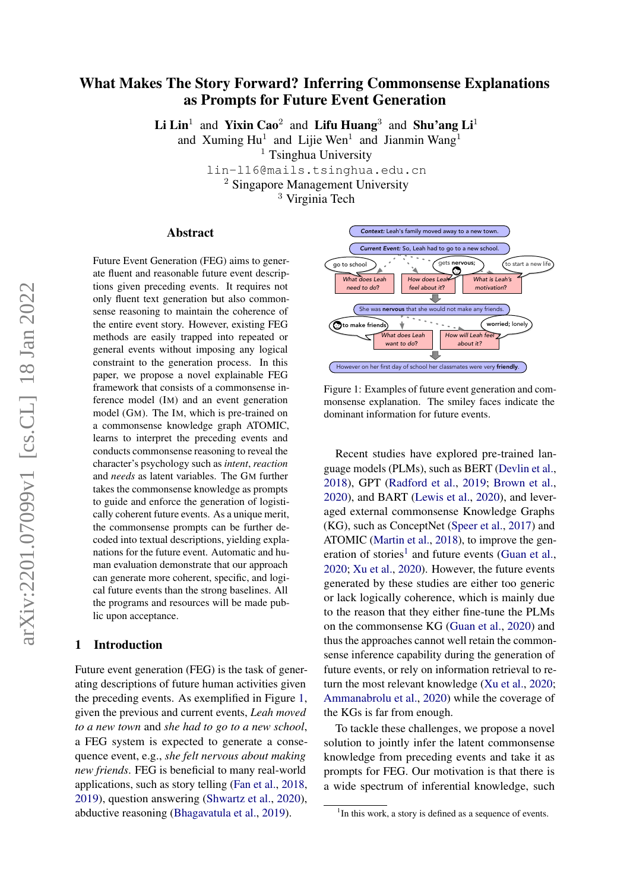# What Makes The Story Forward? Inferring Commonsense Explanations as Prompts for Future Event Generation

**Li Lin**[1] and **Yixin Cao**[2] and **Lifu Huang**[3] and **Shu'ang Li**[1]
and Xuming Hu[1] and Lijie Wen[1] and Jianmin Wang[1]

[1] Tsinghua University
lin-l16@mails.tsinghua.edu.cn
[2] Singapore Management University
[3] Virginia Tech

## Abstract

Future Event Generation (FEG) aims to generate fluent and reasonable future event descriptions given preceding events. It requires not only fluent text generation but also commonsense reasoning to maintain the coherence of the entire event story. However, existing FEG methods are easily trapped into repeated or general events without imposing any logical constraint to the generation process. In this paper, we propose a novel explainable FEG framework that consists of a commonsense inference model (IM) and an event generation model (GM). The IM, which is pre-trained on a commonsense knowledge graph ATOMIC, learns to interpret the preceding events and conducts commonsense reasoning to reveal the character's psychology such as *intent*, *reaction* and *needs* as latent variables. The GM further takes the commonsense knowledge as prompts to guide and enforce the generation of logistically coherent future events. As a unique merit, the commonsense prompts can be further decoded into textual descriptions, yielding explanations for the future event. Automatic and human evaluation demonstrate that our approach can generate more coherent, specific, and logical future events than the strong baselines. All the programs and resources will be made public upon acceptance.

## 1 Introduction

Future event generation (FEG) is the task of generating descriptions of future human activities given the preceding events. As exemplified in Figure 1, given the previous and current events, *Leah moved to a new town* and *she had to go to a new school*, a FEG system is expected to generate a consequence event, e.g., *she felt nervous about making new friends*. FEG is beneficial to many real-world applications, such as story telling (Fan et al., 2018, 2019), question answering (Shwartz et al., 2020), abductive reasoning (Bhagavatula et al., 2019).

Figure 1: Examples of future event generation and commonsense explanation. The smiley faces indicate the dominant information for future events.

Recent studies have explored pre-trained language models (PLMs), such as BERT (Devlin et al., 2018), GPT (Radford et al., 2019; Brown et al., 2020), and BART (Lewis et al., 2020), and leveraged external commonsense Knowledge Graphs (KG), such as ConceptNet (Speer et al., 2017) and ATOMIC (Martin et al., 2018), to improve the generation of stories[1] and future events (Guan et al., 2020; Xu et al., 2020). However, the future events generated by these studies are either too generic or lack logically coherence, which is mainly due to the reason that they either fine-tune the PLMs on the commonsense KG (Guan et al., 2020) and thus the approaches cannot well retain the commonsense inference capability during the generation of future events, or rely on information retrieval to return the most relevant knowledge (Xu et al., 2020; Ammanabrolu et al., 2020) while the coverage of the KGs is far from enough.

To tackle these challenges, we propose a novel solution to jointly infer the latent commonsense knowledge from preceding events and take it as prompts for FEG. Our motivation is that there is a wide spectrum of inferential knowledge, such

[1] In this work, a story is defined as a sequence of events.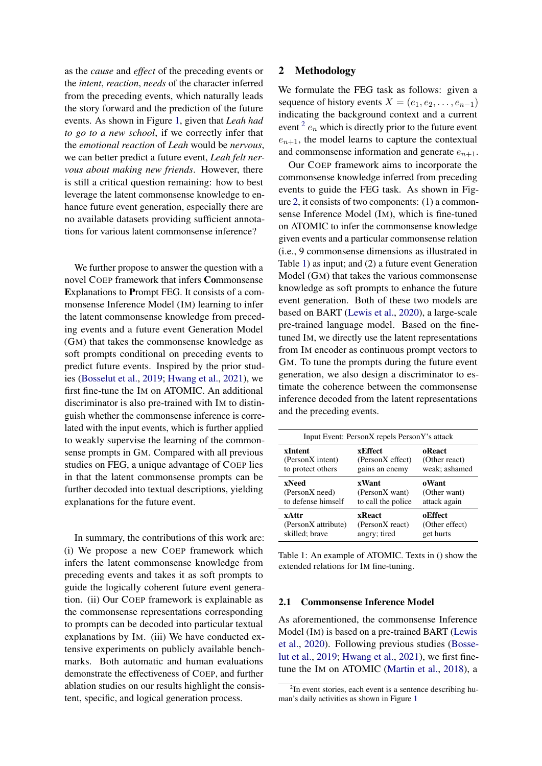as the *cause* and *effect* of the preceding events or the *intent*, *reaction*, *needs* of the character inferred from the preceding events, which naturally leads the story forward and the prediction of the future events. As shown in Figure 1, given that *Leah had to go to a new school*, if we correctly infer that the *emotional reaction* of *Leah* would be *nervous*, we can better predict a future event, *Leah felt nervous about making new friends*. However, there is still a critical question remaining: how to best leverage the latent commonsense knowledge to enhance future event generation, especially there are no available datasets providing sufficient annotations for various latent commonsense inference?

We further propose to answer the question with a novel COEP framework that infers **Co**mmonsense **E**xplanations to **P**rompt FEG. It consists of a commonsense Inference Model (IM) learning to infer the latent commonsense knowledge from preceding events and a future event Generation Model (GM) that takes the commonsense knowledge as soft prompts conditional on preceding events to predict future events. Inspired by the prior studies (Bosselut et al., 2019; Hwang et al., 2021), we first fine-tune the IM on ATOMIC. An additional discriminator is also pre-trained with IM to distinguish whether the commonsense inference is correlated with the input events, which is further applied to weakly supervise the learning of the commonsense prompts in GM. Compared with all previous studies on FEG, a unique advantage of COEP lies in that the latent commonsense prompts can be further decoded into textual descriptions, yielding explanations for the future event.

In summary, the contributions of this work are: (i) We propose a new COEP framework which infers the latent commonsense knowledge from preceding events and takes it as soft prompts to guide the logically coherent future event generation. (ii) Our COEP framework is explainable as the commonsense representations corresponding to prompts can be decoded into particular textual explanations by IM. (iii) We have conducted extensive experiments on publicly available benchmarks. Both automatic and human evaluations demonstrate the effectiveness of COEP, and further ablation studies on our results highlight the consistent, specific, and logical generation process.

## 2 Methodology

We formulate the FEG task as follows: given a sequence of history events $X = (e_1, e_2, \ldots, e_{n-1})$ indicating the background context and a current event[2] $e_n$ which is directly prior to the future event $e_{n+1}$, the model learns to capture the contextual and commonsense information and generate $e_{n+1}$.

Our COEP framework aims to incorporate the commonsense knowledge inferred from preceding events to guide the FEG task. As shown in Figure 2, it consists of two components: (1) a commonsense Inference Model (IM), which is fine-tuned on ATOMIC to infer the commonsense knowledge given events and a particular commonsense relation (i.e., 9 commonsense dimensions as illustrated in Table 1) as input; and (2) a future event Generation Model (GM) that takes the various commonsense knowledge as soft prompts to enhance the future event generation. Both of these two models are based on BART (Lewis et al., 2020), a large-scale pre-trained language model. Based on the fine-tuned IM, we directly use the latent representations from IM encoder as continuous prompt vectors to GM. To tune the prompts during the future event generation, we also design a discriminator to estimate the coherence between the commonsense inference decoded from the latent representations and the preceding events.

| Input Event: PersonX repels PersonY's attack | | |
|---|---|---|
| **xIntent** (PersonX intent) to protect others | **xEffect** (PersonX effect) gains an enemy | **oReact** (Other react) weak; ashamed |
| **xNeed** (PersonX need) to defense himself | **xWant** (PersonX want) to call the police | **oWant** (Other want) attack again |
| **xAttr** (PersonX attribute) skilled; brave | **xReact** (PersonX react) angry; tired | **oEffect** (Other effect) get hurts |

Table 1: An example of ATOMIC. Texts in () show the extended relations for IM fine-tuning.

### 2.1 Commonsense Inference Model

As aforementioned, the commonsense Inference Model (IM) is based on a pre-trained BART (Lewis et al., 2020). Following previous studies (Bosselut et al., 2019; Hwang et al., 2021), we first fine-tune the IM on ATOMIC (Martin et al., 2018), a

[2] In event stories, each event is a sentence describing human's daily activities as shown in Figure 1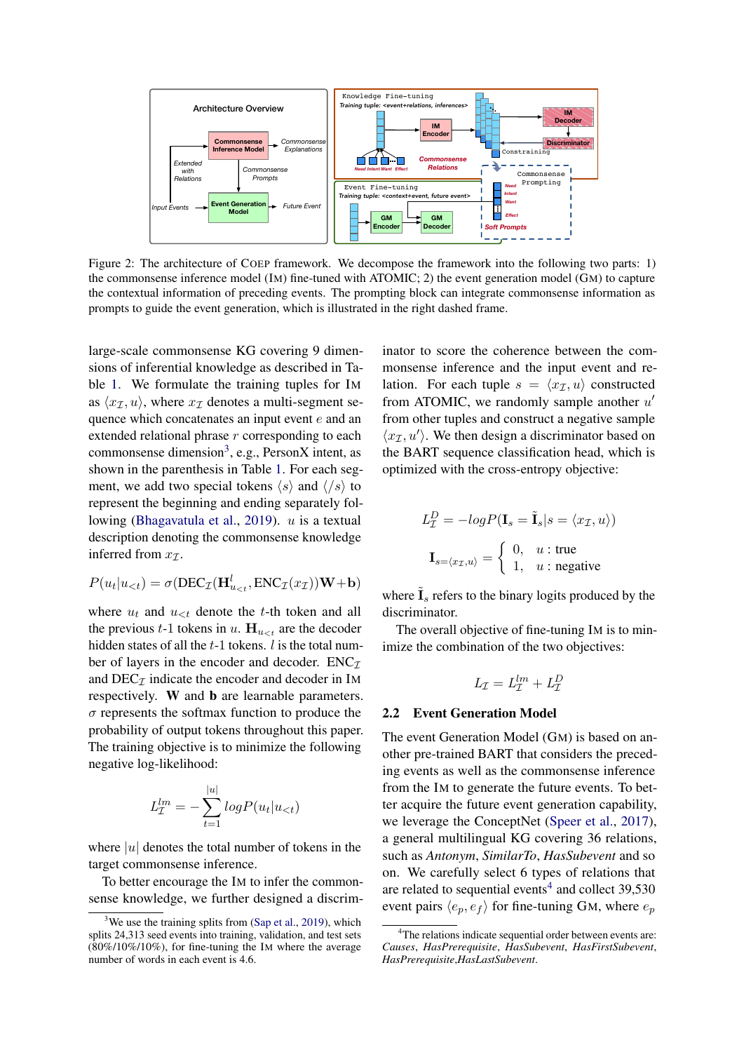Figure 2: The architecture of COEP framework. We decompose the framework into the following two parts: 1) the commonsense inference model (IM) fine-tuned with ATOMIC; 2) the event generation model (GM) to capture the contextual information of preceding events. The prompting block can integrate commonsense information as prompts to guide the event generation, which is illustrated in the right dashed frame.

large-scale commonsense KG covering 9 dimensions of inferential knowledge as described in Table 1. We formulate the training tuples for IM as $\langle x_{\mathcal{I}}, u \rangle$, where $x_{\mathcal{I}}$ denotes a multi-segment sequence which concatenates an input event $e$ and an extended relational phrase $r$ corresponding to each commonsense dimension[3], e.g., PersonX intent, as shown in the parenthesis in Table 1. For each segment, we add two special tokens $\langle s \rangle$ and $\langle /s \rangle$ to represent the beginning and ending separately following (Bhagavatula et al., 2019). $u$ is a textual description denoting the commonsense knowledge inferred from $x_{\mathcal{I}}$.

$$P(u_t|u_{<t}) = \sigma(\text{DEC}_{\mathcal{I}}(\mathbf{H}^l_{u_{<t}}, \text{ENC}_{\mathcal{I}}(x_{\mathcal{I}}))\mathbf{W}+\mathbf{b})$$

where $u_t$ and $u_{<t}$ denote the $t$-th token and all the previous $t$-1 tokens in $u$. $\mathbf{H}_{u_{<t}}$ are the decoder hidden states of all the $t$-1 tokens. $l$ is the total number of layers in the encoder and decoder. $\text{ENC}_{\mathcal{I}}$ and $\text{DEC}_{\mathcal{I}}$ indicate the encoder and decoder in IM respectively. $\mathbf{W}$ and $\mathbf{b}$ are learnable parameters. $\sigma$ represents the softmax function to produce the probability of output tokens throughout this paper. The training objective is to minimize the following negative log-likelihood:

$$L^{lm}_{\mathcal{I}} = -\sum_{t=1}^{|u|} logP(u_t|u_{<t})$$

where $|u|$ denotes the total number of tokens in the target commonsense inference.

To better encourage the IM to infer the commonsense knowledge, we further designed a discriminator to score the coherence between the commonsense inference and the input event and relation. For each tuple $s = \langle x_{\mathcal{I}}, u \rangle$ constructed from ATOMIC, we randomly sample another $u'$ from other tuples and construct a negative sample $\langle x_{\mathcal{I}}, u' \rangle$. We then design a discriminator based on the BART sequence classification head, which is optimized with the cross-entropy objective:

$$L^D_{\mathcal{I}} = -logP(\mathbf{I}_s = \tilde{\mathbf{I}}_s | s = \langle x_{\mathcal{I}}, u \rangle)$$

$$\mathbf{I}_{s=\langle x_{\mathcal{I}}, u \rangle} = \begin{cases} 0, & u : \text{true} \\ 1, & u : \text{negative} \end{cases}$$

where $\tilde{\mathbf{I}}_s$ refers to the binary logits produced by the discriminator.

The overall objective of fine-tuning IM is to minimize the combination of the two objectives:

$$L_{\mathcal{I}} = L^{lm}_{\mathcal{I}} + L^D_{\mathcal{I}}$$

## 2.2 Event Generation Model

The event Generation Model (GM) is based on another pre-trained BART that considers the preceding events as well as the commonsense inference from the IM to generate the future events. To better acquire the future event generation capability, we leverage the ConceptNet (Speer et al., 2017), a general multilingual KG covering 36 relations, such as *Antonym*, *SimilarTo*, *HasSubevent* and so on. We carefully select 6 types of relations that are related to sequential events[4] and collect 39,530 event pairs $\langle e_p, e_f \rangle$ for fine-tuning GM, where $e_p$

[3] We use the training splits from (Sap et al., 2019), which splits 24,313 seed events into training, validation, and test sets (80%/10%/10%), for fine-tuning the IM where the average number of words in each event is 4.6.

[4] The relations indicate sequential order between events are: *Causes*, *HasPrerequisite*, *HasSubevent*, *HasFirstSubevent*, *HasPrerequisite*,*HasLastSubevent*.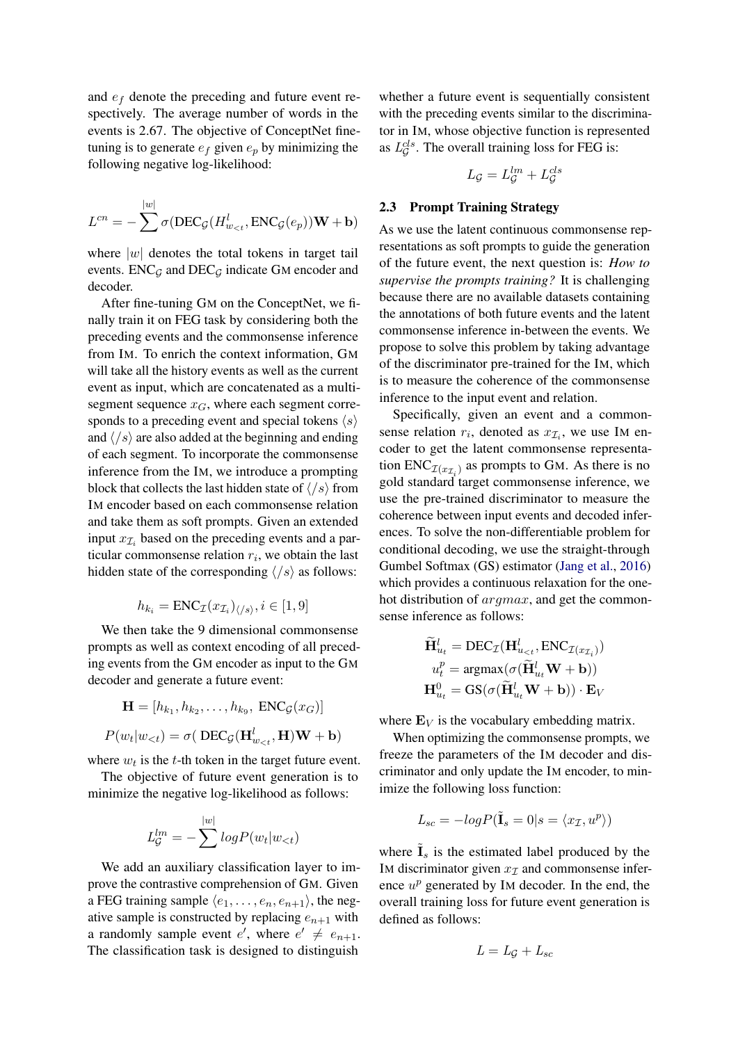and $e_f$ denote the preceding and future event respectively. The average number of words in the events is 2.67. The objective of ConceptNet fine-tuning is to generate $e_f$ given $e_p$ by minimizing the following negative log-likelihood:

$$L^{cn} = -\sum^{|w|} \sigma(\text{DEC}_{\mathcal{G}}(H^l_{w_{<t}}, \text{ENC}_{\mathcal{G}}(e_p))\mathbf{W} + \mathbf{b})$$

where $|w|$ denotes the total tokens in target tail events. $\text{ENC}_{\mathcal{G}}$ and $\text{DEC}_{\mathcal{G}}$ indicate GM encoder and decoder.

After fine-tuning GM on the ConceptNet, we finally train it on FEG task by considering both the preceding events and the commonsense inference from IM. To enrich the context information, GM will take all the history events as well as the current event as input, which are concatenated as a multi-segment sequence $x_G$, where each segment corresponds to a preceding event and special tokens $\langle s \rangle$ and $\langle /s \rangle$ are also added at the beginning and ending of each segment. To incorporate the commonsense inference from the IM, we introduce a prompting block that collects the last hidden state of $\langle /s \rangle$ from IM encoder based on each commonsense relation and take them as soft prompts. Given an extended input $x_{\mathcal{I}_i}$ based on the preceding events and a particular commonsense relation $r_i$, we obtain the last hidden state of the corresponding $\langle /s \rangle$ as follows:

$$h_{k_i} = \text{ENC}_{\mathcal{I}}(x_{\mathcal{I}_i})_{\langle /s \rangle}, i \in [1, 9]$$

We then take the 9 dimensional commonsense prompts as well as context encoding of all preceding events from the GM encoder as input to the GM decoder and generate a future event:

$$\mathbf{H} = [h_{k_1}, h_{k_2}, \ldots, h_{k_9}, \ \text{ENC}_{\mathcal{G}}(x_G)]$$

$$P(w_t|w_{<t}) = \sigma(\ \text{DEC}_{\mathcal{G}}(\mathbf{H}^l_{w_{<t}}, \mathbf{H})\mathbf{W} + \mathbf{b})$$

where $w_t$ is the $t$-th token in the target future event.

The objective of future event generation is to minimize the negative log-likelihood as follows:

$$L^{lm}_{\mathcal{G}} = -\sum^{|w|} logP(w_t|w_{<t})$$

We add an auxiliary classification layer to improve the contrastive comprehension of GM. Given a FEG training sample $\langle e_1, \ldots, e_n, e_{n+1} \rangle$, the negative sample is constructed by replacing $e_{n+1}$ with a randomly sample event $e'$, where $e' \neq e_{n+1}$. The classification task is designed to distinguish whether a future event is sequentially consistent with the preceding events similar to the discriminator in IM, whose objective function is represented as $L^{cls}_{\mathcal{G}}$. The overall training loss for FEG is:

$$L_{\mathcal{G}} = L^{lm}_{\mathcal{G}} + L^{cls}_{\mathcal{G}}$$

## 2.3 Prompt Training Strategy

As we use the latent continuous commonsense representations as soft prompts to guide the generation of the future event, the next question is: *How to supervise the prompts training?* It is challenging because there are no available datasets containing the annotations of both future events and the latent commonsense inference in-between the events. We propose to solve this problem by taking advantage of the discriminator pre-trained for the IM, which is to measure the coherence of the commonsense inference to the input event and relation.

Specifically, given an event and a commonsense relation $r_i$, denoted as $x_{\mathcal{I}_i}$, we use IM encoder to get the latent commonsense representation $\text{ENC}_{\mathcal{I}(x_{\mathcal{I}_i})}$ as prompts to GM. As there is no gold standard target commonsense inference, we use the pre-trained discriminator to measure the coherence between input events and decoded inferences. To solve the non-differentiable problem for conditional decoding, we use the straight-through Gumbel Softmax (GS) estimator (Jang et al., 2016) which provides a continuous relaxation for the one-hot distribution of $argmax$, and get the commonsense inference as follows:

$$\widetilde{\mathbf{H}}^l_{u_t} = \text{DEC}_{\mathcal{I}}(\mathbf{H}^l_{u_{<t}}, \text{ENC}_{\mathcal{I}(x_{\mathcal{I}_i})})$$

$$u^p_t = \text{argmax}(\sigma(\widetilde{\mathbf{H}}^l_{u_t}\mathbf{W} + \mathbf{b}))$$

$$\mathbf{H}^0_{u_t} = \text{GS}(\sigma(\widetilde{\mathbf{H}}^l_{u_t}\mathbf{W} + \mathbf{b})) \cdot \mathbf{E}_V$$

where $\mathbf{E}_V$ is the vocabulary embedding matrix.

When optimizing the commonsense prompts, we freeze the parameters of the IM decoder and discriminator and only update the IM encoder, to minimize the following loss function:

$$L_{sc} = -logP(\tilde{\mathbf{I}}_s = 0|s = \langle x_{\mathcal{I}}, u^p \rangle)$$

where $\tilde{\mathbf{I}}_s$ is the estimated label produced by the IM discriminator given $x_{\mathcal{I}}$ and commonsense inference $u^p$ generated by IM decoder. In the end, the overall training loss for future event generation is defined as follows:

$$L = L_{\mathcal{G}} + L_{sc}$$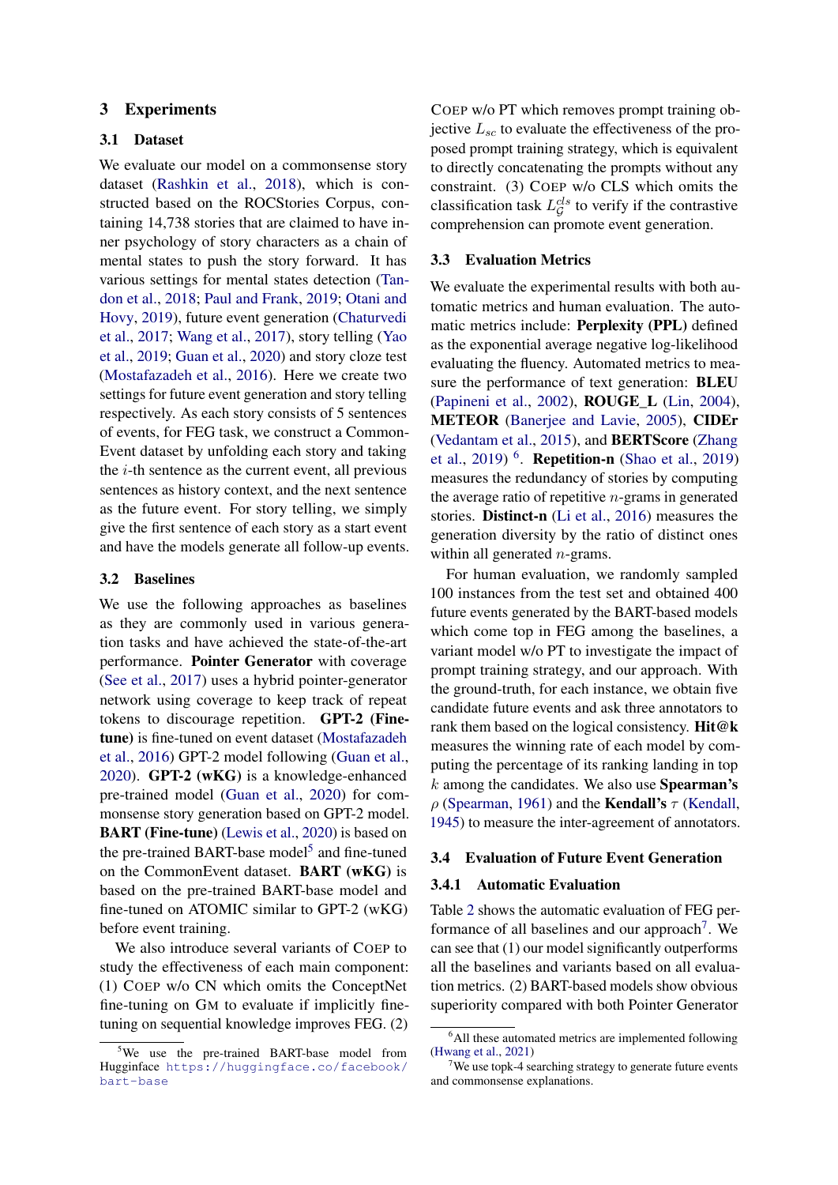## 3 Experiments

### 3.1 Dataset

We evaluate our model on a commonsense story dataset (Rashkin et al., 2018), which is constructed based on the ROCStories Corpus, containing 14,738 stories that are claimed to have inner psychology of story characters as a chain of mental states to push the story forward. It has various settings for mental states detection (Tandon et al., 2018; Paul and Frank, 2019; Otani and Hovy, 2019), future event generation (Chaturvedi et al., 2017; Wang et al., 2017), story telling (Yao et al., 2019; Guan et al., 2020) and story cloze test (Mostafazadeh et al., 2016). Here we create two settings for future event generation and story telling respectively. As each story consists of 5 sentences of events, for FEG task, we construct a CommonEvent dataset by unfolding each story and taking the $i$-th sentence as the current event, all previous sentences as history context, and the next sentence as the future event. For story telling, we simply give the first sentence of each story as a start event and have the models generate all follow-up events.

### 3.2 Baselines

We use the following approaches as baselines as they are commonly used in various generation tasks and have achieved the state-of-the-art performance. **Pointer Generator** with coverage (See et al., 2017) uses a hybrid pointer-generator network using coverage to keep track of repeat tokens to discourage repetition. **GPT-2 (Fine-tune)** is fine-tuned on event dataset (Mostafazadeh et al., 2016) GPT-2 model following (Guan et al., 2020). **GPT-2 (wKG)** is a knowledge-enhanced pre-trained model (Guan et al., 2020) for commonsense story generation based on GPT-2 model. **BART (Fine-tune)** (Lewis et al., 2020) is based on the pre-trained BART-base model[5] and fine-tuned on the CommonEvent dataset. **BART (wKG)** is based on the pre-trained BART-base model and fine-tuned on ATOMIC similar to GPT-2 (wKG) before event training.

We also introduce several variants of COEP to study the effectiveness of each main component: (1) COEP w/o CN which omits the ConceptNet fine-tuning on GM to evaluate if implicitly fine-tuning on sequential knowledge improves FEG. (2) COEP w/o PT which removes prompt training objective $L_{sc}$ to evaluate the effectiveness of the proposed prompt training strategy, which is equivalent to directly concatenating the prompts without any constraint. (3) COEP w/o CLS which omits the classification task $L_{\mathcal{G}}^{cls}$ to verify if the contrastive comprehension can promote event generation.

### 3.3 Evaluation Metrics

We evaluate the experimental results with both automatic metrics and human evaluation. The automatic metrics include: **Perplexity (PPL)** defined as the exponential average negative log-likelihood evaluating the fluency. Automated metrics to measure the performance of text generation: **BLEU** (Papineni et al., 2002), **ROUGE_L** (Lin, 2004), **METEOR** (Banerjee and Lavie, 2005), **CIDEr** (Vedantam et al., 2015), and **BERTScore** (Zhang et al., 2019) [6]. **Repetition-n** (Shao et al., 2019) measures the redundancy of stories by computing the average ratio of repetitive $n$-grams in generated stories. **Distinct-n** (Li et al., 2016) measures the generation diversity by the ratio of distinct ones within all generated $n$-grams.

For human evaluation, we randomly sampled 100 instances from the test set and obtained 400 future events generated by the BART-based models which come top in FEG among the baselines, a variant model w/o PT to investigate the impact of prompt training strategy, and our approach. With the ground-truth, for each instance, we obtain five candidate future events and ask three annotators to rank them based on the logical consistency. **Hit@k** measures the winning rate of each model by computing the percentage of its ranking landing in top $k$ among the candidates. We also use **Spearman's** $\rho$ (Spearman, 1961) and the **Kendall's** $\tau$ (Kendall, 1945) to measure the inter-agreement of annotators.

### 3.4 Evaluation of Future Event Generation

#### 3.4.1 Automatic Evaluation

Table 2 shows the automatic evaluation of FEG performance of all baselines and our approach[7]. We can see that (1) our model significantly outperforms all the baselines and variants based on all evaluation metrics. (2) BART-based models show obvious superiority compared with both Pointer Generator

[5] We use the pre-trained BART-base model from Hugginface https://huggingface.co/facebook/bart-base

[6] All these automated metrics are implemented following (Hwang et al., 2021)

[7] We use topk-4 searching strategy to generate future events and commonsense explanations.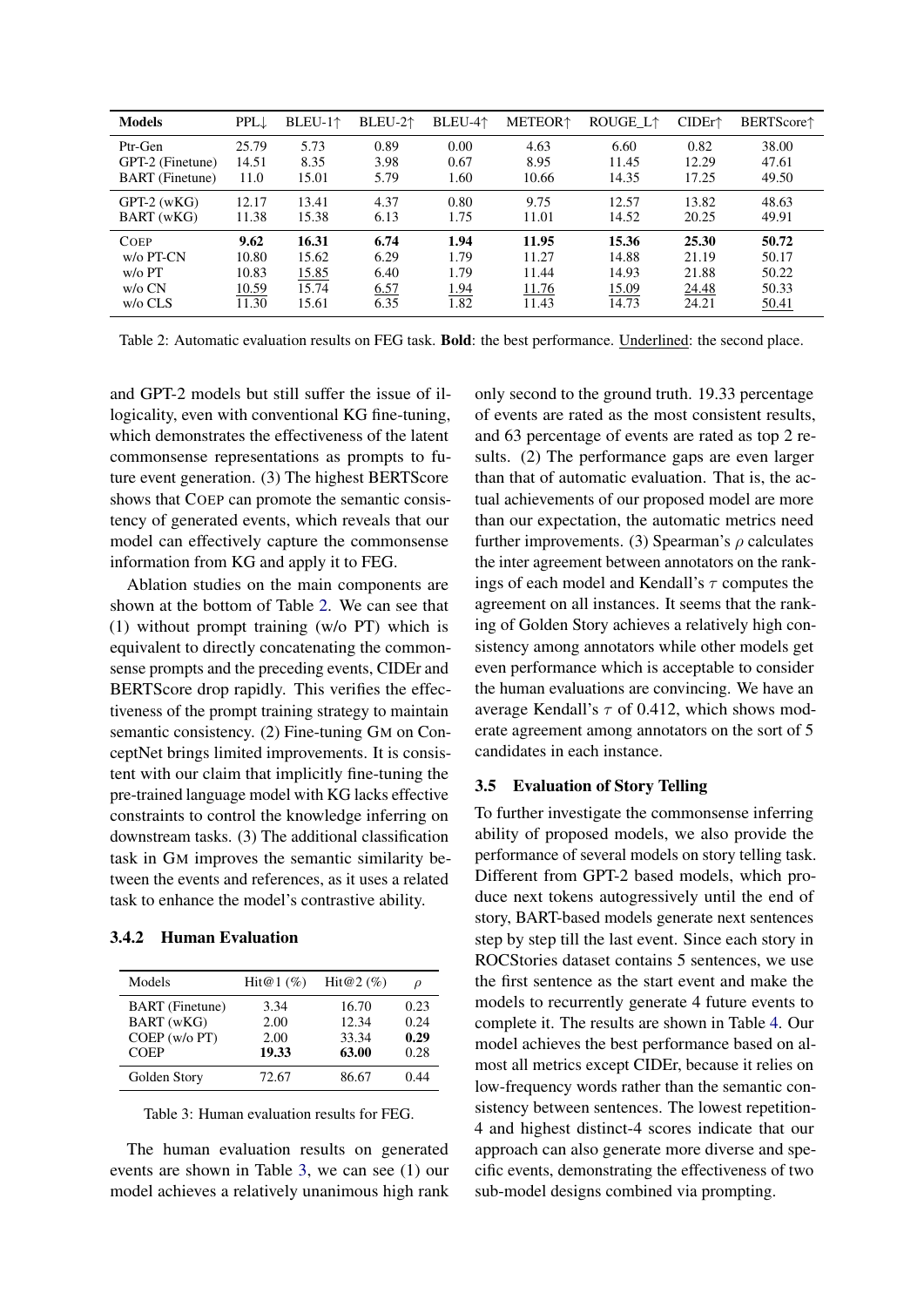| Models | PPL↓ | BLEU-1↑ | BLEU-2↑ | BLEU-4↑ | METEOR↑ | ROUGE_L↑ | CIDEr↑ | BERTScore↑ |
|---|---|---|---|---|---|---|---|---|
| Ptr-Gen | 25.79 | 5.73 | 0.89 | 0.00 | 4.63 | 6.60 | 0.82 | 38.00 |
| GPT-2 (Finetune) | 14.51 | 8.35 | 3.98 | 0.67 | 8.95 | 11.45 | 12.29 | 47.61 |
| BART (Finetune) | 11.0 | 15.01 | 5.79 | 1.60 | 10.66 | 14.35 | 17.25 | 49.50 |
| GPT-2 (wKG) | 12.17 | 13.41 | 4.37 | 0.80 | 9.75 | 12.57 | 13.82 | 48.63 |
| BART (wKG) | 11.38 | 15.38 | 6.13 | 1.75 | 11.01 | 14.52 | 20.25 | 49.91 |
| COEP | **9.62** | **16.31** | **6.74** | **1.94** | **11.95** | **15.36** | **25.30** | **50.72** |
| w/o PT-CN | 10.80 | 15.62 | 6.29 | 1.79 | 11.27 | 14.88 | 21.19 | 50.17 |
| w/o PT | 10.83 | <u>15.85</u> | 6.40 | 1.79 | 11.44 | 14.93 | 21.88 | 50.22 |
| w/o CN | <u>10.59</u> | 15.74 | <u>6.57</u> | <u>1.94</u> | <u>11.76</u> | <u>15.09</u> | <u>24.48</u> | 50.33 |
| w/o CLS | 11.30 | 15.61 | 6.35 | 1.82 | 11.43 | 14.73 | 24.21 | <u>50.41</u> |

Table 2: Automatic evaluation results on FEG task. **Bold**: the best performance. <u>Underlined</u>: the second place.

and GPT-2 models but still suffer the issue of illogicality, even with conventional KG fine-tuning, which demonstrates the effectiveness of the latent commonsense representations as prompts to future event generation. (3) The highest BERTScore shows that COEP can promote the semantic consistency of generated events, which reveals that our model can effectively capture the commonsense information from KG and apply it to FEG.

Ablation studies on the main components are shown at the bottom of Table 2. We can see that (1) without prompt training (w/o PT) which is equivalent to directly concatenating the commonsense prompts and the preceding events, CIDEr and BERTScore drop rapidly. This verifies the effectiveness of the prompt training strategy to maintain semantic consistency. (2) Fine-tuning GM on ConceptNet brings limited improvements. It is consistent with our claim that implicitly fine-tuning the pre-trained language model with KG lacks effective constraints to control the knowledge inferring on downstream tasks. (3) The additional classification task in GM improves the semantic similarity between the events and references, as it uses a related task to enhance the model's contrastive ability.

#### 3.4.2 Human Evaluation

| Models | Hit@1 (%) | Hit@2 (%) | $\rho$ |
|---|---|---|---|
| BART (Finetune) | 3.34 | 16.70 | 0.23 |
| BART (wKG) | 2.00 | 12.34 | 0.24 |
| COEP (w/o PT) | 2.00 | 33.34 | **0.29** |
| COEP | **19.33** | **63.00** | 0.28 |
| Golden Story | 72.67 | 86.67 | 0.44 |

Table 3: Human evaluation results for FEG.

The human evaluation results on generated events are shown in Table 3, we can see (1) our model achieves a relatively unanimous high rank only second to the ground truth. 19.33 percentage of events are rated as the most consistent results, and 63 percentage of events are rated as top 2 results. (2) The performance gaps are even larger than that of automatic evaluation. That is, the actual achievements of our proposed model are more than our expectation, the automatic metrics need further improvements. (3) Spearman's $\rho$ calculates the inter agreement between annotators on the rankings of each model and Kendall's $\tau$ computes the agreement on all instances. It seems that the ranking of Golden Story achieves a relatively high consistency among annotators while other models get even performance which is acceptable to consider the human evaluations are convincing. We have an average Kendall's $\tau$ of 0.412, which shows moderate agreement among annotators on the sort of 5 candidates in each instance.

### 3.5 Evaluation of Story Telling

To further investigate the commonsense inferring ability of proposed models, we also provide the performance of several models on story telling task. Different from GPT-2 based models, which produce next tokens autogressively until the end of story, BART-based models generate next sentences step by step till the last event. Since each story in ROCStories dataset contains 5 sentences, we use the first sentence as the start event and make the models to recurrently generate 4 future events to complete it. The results are shown in Table 4. Our model achieves the best performance based on almost all metrics except CIDEr, because it relies on low-frequency words rather than the semantic consistency between sentences. The lowest repetition-4 and highest distinct-4 scores indicate that our approach can also generate more diverse and specific events, demonstrating the effectiveness of two sub-model designs combined via prompting.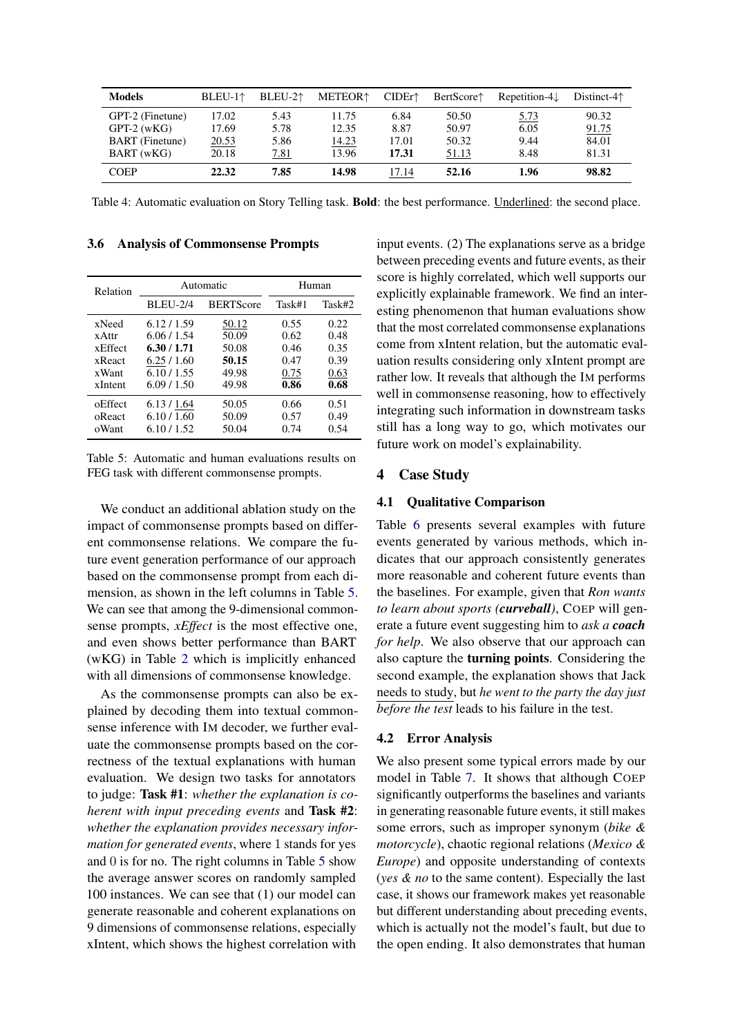| Models | BLEU-1↑ | BLEU-2↑ | METEOR↑ | CIDEr↑ | BertScore↑ | Repetition-4↓ | Distinct-4↑ |
|---|---|---|---|---|---|---|---|
| GPT-2 (Finetune) | 17.02 | 5.43 | 11.75 | 6.84 | 50.50 | <u>5.73</u> | 90.32 |
| GPT-2 (wKG) | 17.69 | 5.78 | 12.35 | 8.87 | 50.97 | 6.05 | <u>91.75</u> |
| BART (Finetune) | <u>20.53</u> | 5.86 | <u>14.23</u> | 17.01 | 50.32 | 9.44 | 84.01 |
| BART (wKG) | 20.18 | <u>7.81</u> | 13.96 | **17.31** | <u>51.13</u> | 8.48 | 81.31 |
| COEP | **22.32** | **7.85** | **14.98** | <u>17.14</u> | **52.16** | **1.96** | **98.82** |

Table 4: Automatic evaluation on Story Telling task. **Bold**: the best performance. <u>Underlined</u>: the second place.

### 3.6 Analysis of Commonsense Prompts

| Relation | Automatic | | Human | |
|---|---|---|---|---|
| | BLEU-2/4 | BERTScore | Task#1 | Task#2 |
| xNeed | 6.12 / 1.59 | <u>50.12</u> | 0.55 | 0.22 |
| xAttr | 6.06 / 1.54 | 50.09 | 0.62 | 0.48 |
| xEffect | **6.30** / **1.71** | 50.08 | 0.46 | 0.35 |
| xReact | <u>6.25</u> / 1.60 | **50.15** | 0.47 | 0.39 |
| xWant | 6.10 / 1.55 | 49.98 | <u>0.75</u> | <u>0.63</u> |
| xIntent | 6.09 / 1.50 | 49.98 | **0.86** | **0.68** |
| oEffect | 6.13 / <u>1.64</u> | 50.05 | 0.66 | 0.51 |
| oReact | 6.10 / 1.60 | 50.09 | 0.57 | 0.49 |
| oWant | 6.10 / 1.52 | 50.04 | 0.74 | 0.54 |

Table 5: Automatic and human evaluations results on FEG task with different commonsense prompts.

We conduct an additional ablation study on the impact of commonsense prompts based on different commonsense relations. We compare the future event generation performance of our approach based on the commonsense prompt from each dimension, as shown in the left columns in Table 5. We can see that among the 9-dimensional commonsense prompts, *xEffect* is the most effective one, and even shows better performance than BART (wKG) in Table 2 which is implicitly enhanced with all dimensions of commonsense knowledge.

As the commonsense prompts can also be explained by decoding them into textual commonsense inference with IM decoder, we further evaluate the commonsense prompts based on the correctness of the textual explanations with human evaluation. We design two tasks for annotators to judge: **Task #1**: *whether the explanation is coherent with input preceding events* and **Task #2**: *whether the explanation provides necessary information for generated events*, where 1 stands for yes and 0 is for no. The right columns in Table 5 show the average answer scores on randomly sampled 100 instances. We can see that (1) our model can generate reasonable and coherent explanations on 9 dimensions of commonsense relations, especially xIntent, which shows the highest correlation with input events. (2) The explanations serve as a bridge between preceding events and future events, as their score is highly correlated, which well supports our explicitly explainable framework. We find an interesting phenomenon that human evaluations show that the most correlated commonsense explanations come from xIntent relation, but the automatic evaluation results considering only xIntent prompt are rather low. It reveals that although the IM performs well in commonsense reasoning, how to effectively integrating such information in downstream tasks still has a long way to go, which motivates our future work on model's explainability.

## 4 Case Study

### 4.1 Qualitative Comparison

Table 6 presents several examples with future events generated by various methods, which indicates that our approach consistently generates more reasonable and coherent future events than the baselines. For example, given that *Ron wants to learn about sports (**curveball**)*, COEP will generate a future event suggesting him to *ask a **coach** for help*. We also observe that our approach can also capture the **turning points**. Considering the second example, the explanation shows that Jack <u>needs to study</u>, but <u>*he went to the party the day just before the test*</u> leads to his failure in the test.

### 4.2 Error Analysis

We also present some typical errors made by our model in Table 7. It shows that although COEP significantly outperforms the baselines and variants in generating reasonable future events, it still makes some errors, such as improper synonym (*bike & motorcycle*), chaotic regional relations (*Mexico & Europe*) and opposite understanding of contexts (*yes & no* to the same content). Especially the last case, it shows our framework makes yet reasonable but different understanding about preceding events, which is actually not the model's fault, but due to the open ending. It also demonstrates that human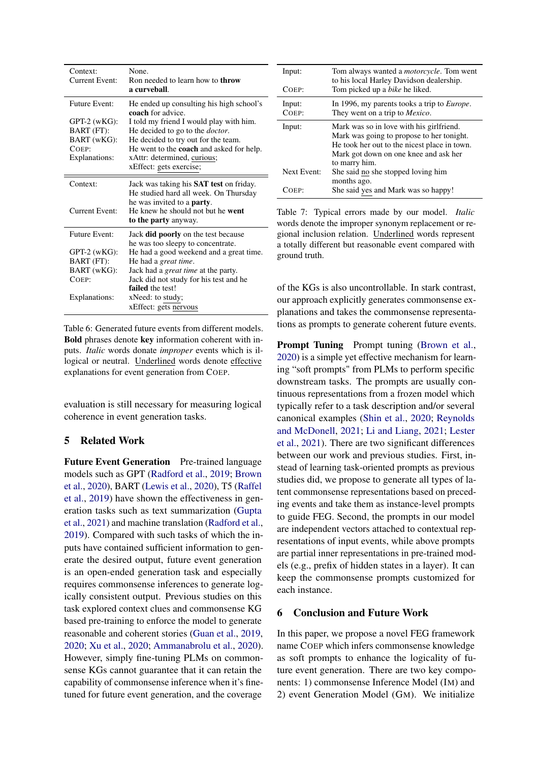| | |
|---|---|
| Context: | None. |
| Current Event: | Ron needed to learn how to **throw a curveball**. |
| Future Event: | He ended up consulting his high school's **coach** for advice. |
| GPT-2 (wKG): | I told my friend I would play with him. |
| BART (FT): | He decided to go to the *doctor*. |
| BART (wKG): | He decided to try out for the team. |
| COEP: | He went to the **coach** and asked for help. |
| Explanations: | xAttr: determined, <u>curious</u>; xEffect: <u>gets exercise</u>; |
| Context: | Jack was taking his **SAT test** on friday. He studied hard all week. On Thursday he was invited to a **party**. |
| Current Event: | He knew he should not but he **went to the party** anyway. |
| Future Event: | Jack **did poorly** on the test because he was too sleepy to concentrate. |
| GPT-2 (wKG): | He had a good weekend and a great time. |
| BART (FT): | He had a *great time*. |
| BART (wKG): | Jack had a *great time* at the party. |
| COEP: | Jack did not study for his test and he **failed** the test! |
| Explanations: | xNeed: to <u>study</u>; xEffect: gets <u>nervous</u> |

Table 6: Generated future events from different models. **Bold** phrases denote **key** information coherent with inputs. *Italic* words donate *improper* events which is illogical or neutral. <u>Underlined</u> words denote <u>effective</u> explanations for event generation from COEP.

| | |
|---|---|
| Input: | Tom always wanted a *motorcycle*. Tom went to his local Harley Davidson dealership. |
| COEP: | Tom picked up a *bike* he liked. |
| Input: | In 1996, my parents tooks a trip to *Europe*. |
| COEP: | They went on a trip to *Mexico*. |
| Input: | Mark was so in love with his girlfriend. Mark was going to propose to her tonight. He took her out to the nicest place in town. Mark got down on one knee and ask her to marry him. |
| Next Event: | She said <u>no</u> she stopped loving him months ago. |
| COEP: | She said <u>yes</u> and Mark was so happy! |

Table 7: Typical errors made by our model. *Italic* words denote the improper synonym replacement or regional inclusion relation. <u>Underlined</u> words represent a totally different but reasonable event compared with ground truth.

evaluation is still necessary for measuring logical coherence in event generation tasks.

## 5 Related Work

**Future Event Generation** Pre-trained language models such as GPT (Radford et al., 2019; Brown et al., 2020), BART (Lewis et al., 2020), T5 (Raffel et al., 2019) have shown the effectiveness in generation tasks such as text summarization (Gupta et al., 2021) and machine translation (Radford et al., 2019). Compared with such tasks of which the inputs have contained sufficient information to generate the desired output, future event generation is an open-ended generation task and especially requires commonsense inferences to generate logically consistent output. Previous studies on this task explored context clues and commonsense KG based pre-training to enforce the model to generate reasonable and coherent stories (Guan et al., 2019, 2020; Xu et al., 2020; Ammanabrolu et al., 2020). However, simply fine-tuning PLMs on commonsense KGs cannot guarantee that it can retain the capability of commonsense inference when it's fine-tuned for future event generation, and the coverage of the KGs is also uncontrollable. In stark contrast, our approach explicitly generates commonsense explanations and takes the commonsense representations as prompts to generate coherent future events.

**Prompt Tuning** Prompt tuning (Brown et al., 2020) is a simple yet effective mechanism for learning "soft prompts" from PLMs to perform specific downstream tasks. The prompts are usually continuous representations from a frozen model which typically refer to a task description and/or several canonical examples (Shin et al., 2020; Reynolds and McDonell, 2021; Li and Liang, 2021; Lester et al., 2021). There are two significant differences between our work and previous studies. First, instead of learning task-oriented prompts as previous studies did, we propose to generate all types of latent commonsense representations based on preceding events and take them as instance-level prompts to guide FEG. Second, the prompts in our model are independent vectors attached to contextual representations of input events, while above prompts are partial inner representations in pre-trained models (e.g., prefix of hidden states in a layer). It can keep the commonsense prompts customized for each instance.

## 6 Conclusion and Future Work

In this paper, we propose a novel FEG framework name COEP which infers commonsense knowledge as soft prompts to enhance the logicality of future event generation. There are two key components: 1) commonsense Inference Model (IM) and 2) event Generation Model (GM). We initialize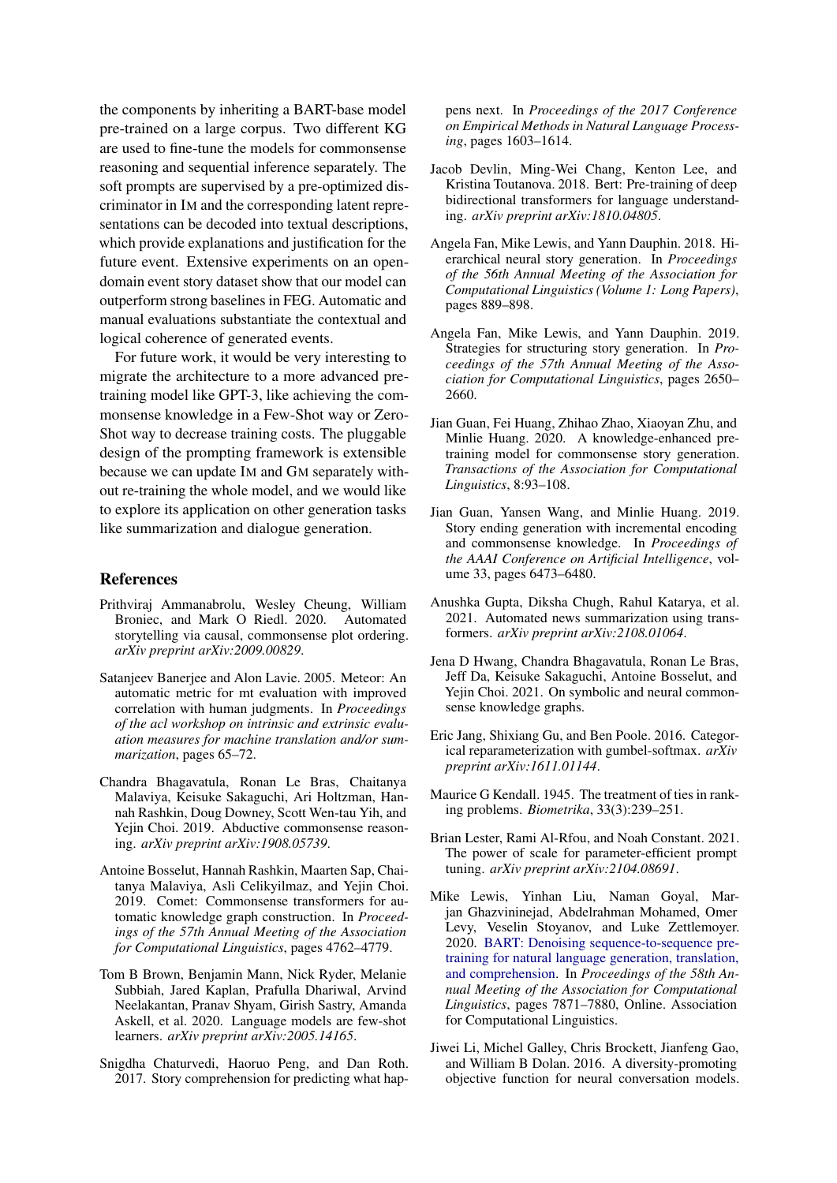the components by inheriting a BART-base model pre-trained on a large corpus. Two different KG are used to fine-tune the models for commonsense reasoning and sequential inference separately. The soft prompts are supervised by a pre-optimized discriminator in IM and the corresponding latent representations can be decoded into textual descriptions, which provide explanations and justification for the future event. Extensive experiments on an open-domain event story dataset show that our model can outperform strong baselines in FEG. Automatic and manual evaluations substantiate the contextual and logical coherence of generated events.

For future work, it would be very interesting to migrate the architecture to a more advanced pre-training model like GPT-3, like achieving the commonsense knowledge in a Few-Shot way or Zero-Shot way to decrease training costs. The pluggable design of the prompting framework is extensible because we can update IM and GM separately without re-training the whole model, and we would like to explore its application on other generation tasks like summarization and dialogue generation.

## References

Prithviraj Ammanabrolu, Wesley Cheung, William Broniec, and Mark O Riedl. 2020. Automated storytelling via causal, commonsense plot ordering. *arXiv preprint arXiv:2009.00829*.

Satanjeev Banerjee and Alon Lavie. 2005. Meteor: An automatic metric for mt evaluation with improved correlation with human judgments. In *Proceedings of the acl workshop on intrinsic and extrinsic evaluation measures for machine translation and/or summarization*, pages 65–72.

Chandra Bhagavatula, Ronan Le Bras, Chaitanya Malaviya, Keisuke Sakaguchi, Ari Holtzman, Hannah Rashkin, Doug Downey, Scott Wen-tau Yih, and Yejin Choi. 2019. Abductive commonsense reasoning. *arXiv preprint arXiv:1908.05739*.

Antoine Bosselut, Hannah Rashkin, Maarten Sap, Chaitanya Malaviya, Asli Celikyilmaz, and Yejin Choi. 2019. Comet: Commonsense transformers for automatic knowledge graph construction. In *Proceedings of the 57th Annual Meeting of the Association for Computational Linguistics*, pages 4762–4779.

Tom B Brown, Benjamin Mann, Nick Ryder, Melanie Subbiah, Jared Kaplan, Prafulla Dhariwal, Arvind Neelakantan, Pranav Shyam, Girish Sastry, Amanda Askell, et al. 2020. Language models are few-shot learners. *arXiv preprint arXiv:2005.14165*.

Snigdha Chaturvedi, Haoruo Peng, and Dan Roth. 2017. Story comprehension for predicting what happens next. In *Proceedings of the 2017 Conference on Empirical Methods in Natural Language Processing*, pages 1603–1614.

Jacob Devlin, Ming-Wei Chang, Kenton Lee, and Kristina Toutanova. 2018. Bert: Pre-training of deep bidirectional transformers for language understanding. *arXiv preprint arXiv:1810.04805*.

Angela Fan, Mike Lewis, and Yann Dauphin. 2018. Hierarchical neural story generation. In *Proceedings of the 56th Annual Meeting of the Association for Computational Linguistics (Volume 1: Long Papers)*, pages 889–898.

Angela Fan, Mike Lewis, and Yann Dauphin. 2019. Strategies for structuring story generation. In *Proceedings of the 57th Annual Meeting of the Association for Computational Linguistics*, pages 2650–2660.

Jian Guan, Fei Huang, Zhihao Zhao, Xiaoyan Zhu, and Minlie Huang. 2020. A knowledge-enhanced pretraining model for commonsense story generation. *Transactions of the Association for Computational Linguistics*, 8:93–108.

Jian Guan, Yansen Wang, and Minlie Huang. 2019. Story ending generation with incremental encoding and commonsense knowledge. In *Proceedings of the AAAI Conference on Artificial Intelligence*, volume 33, pages 6473–6480.

Anushka Gupta, Diksha Chugh, Rahul Katarya, et al. 2021. Automated news summarization using transformers. *arXiv preprint arXiv:2108.01064*.

Jena D Hwang, Chandra Bhagavatula, Ronan Le Bras, Jeff Da, Keisuke Sakaguchi, Antoine Bosselut, and Yejin Choi. 2021. On symbolic and neural commonsense knowledge graphs.

Eric Jang, Shixiang Gu, and Ben Poole. 2016. Categorical reparameterization with gumbel-softmax. *arXiv preprint arXiv:1611.01144*.

Maurice G Kendall. 1945. The treatment of ties in ranking problems. *Biometrika*, 33(3):239–251.

Brian Lester, Rami Al-Rfou, and Noah Constant. 2021. The power of scale for parameter-efficient prompt tuning. *arXiv preprint arXiv:2104.08691*.

Mike Lewis, Yinhan Liu, Naman Goyal, Marjan Ghazvininejad, Abdelrahman Mohamed, Omer Levy, Veselin Stoyanov, and Luke Zettlemoyer. 2020. BART: Denoising sequence-to-sequence pre-training for natural language generation, translation, and comprehension. In *Proceedings of the 58th Annual Meeting of the Association for Computational Linguistics*, pages 7871–7880, Online. Association for Computational Linguistics.

Jiwei Li, Michel Galley, Chris Brockett, Jianfeng Gao, and William B Dolan. 2016. A diversity-promoting objective function for neural conversation models.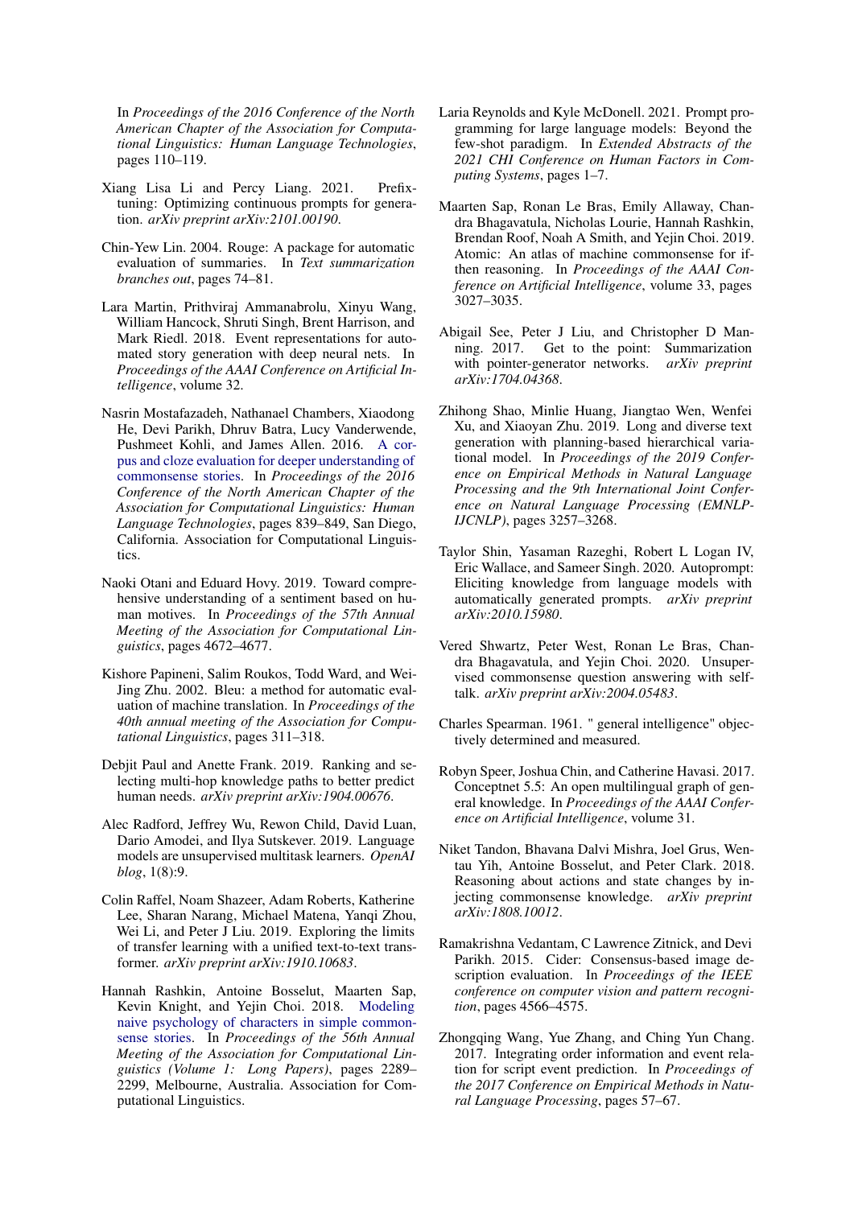In *Proceedings of the 2016 Conference of the North American Chapter of the Association for Computational Linguistics: Human Language Technologies*, pages 110–119.

Xiang Lisa Li and Percy Liang. 2021. Prefix-tuning: Optimizing continuous prompts for generation. *arXiv preprint arXiv:2101.00190*.

Chin-Yew Lin. 2004. Rouge: A package for automatic evaluation of summaries. In *Text summarization branches out*, pages 74–81.

Lara Martin, Prithviraj Ammanabrolu, Xinyu Wang, William Hancock, Shruti Singh, Brent Harrison, and Mark Riedl. 2018. Event representations for automated story generation with deep neural nets. In *Proceedings of the AAAI Conference on Artificial Intelligence*, volume 32.

Nasrin Mostafazadeh, Nathanael Chambers, Xiaodong He, Devi Parikh, Dhruv Batra, Lucy Vanderwende, Pushmeet Kohli, and James Allen. 2016. A corpus and cloze evaluation for deeper understanding of commonsense stories. In *Proceedings of the 2016 Conference of the North American Chapter of the Association for Computational Linguistics: Human Language Technologies*, pages 839–849, San Diego, California. Association for Computational Linguistics.

Naoki Otani and Eduard Hovy. 2019. Toward comprehensive understanding of a sentiment based on human motives. In *Proceedings of the 57th Annual Meeting of the Association for Computational Linguistics*, pages 4672–4677.

Kishore Papineni, Salim Roukos, Todd Ward, and Wei-Jing Zhu. 2002. Bleu: a method for automatic evaluation of machine translation. In *Proceedings of the 40th annual meeting of the Association for Computational Linguistics*, pages 311–318.

Debjit Paul and Anette Frank. 2019. Ranking and selecting multi-hop knowledge paths to better predict human needs. *arXiv preprint arXiv:1904.00676*.

Alec Radford, Jeffrey Wu, Rewon Child, David Luan, Dario Amodei, and Ilya Sutskever. 2019. Language models are unsupervised multitask learners. *OpenAI blog*, 1(8):9.

Colin Raffel, Noam Shazeer, Adam Roberts, Katherine Lee, Sharan Narang, Michael Matena, Yanqi Zhou, Wei Li, and Peter J Liu. 2019. Exploring the limits of transfer learning with a unified text-to-text transformer. *arXiv preprint arXiv:1910.10683*.

Hannah Rashkin, Antoine Bosselut, Maarten Sap, Kevin Knight, and Yejin Choi. 2018. Modeling naive psychology of characters in simple commonsense stories. In *Proceedings of the 56th Annual Meeting of the Association for Computational Linguistics (Volume 1: Long Papers)*, pages 2289–2299, Melbourne, Australia. Association for Computational Linguistics.

Laria Reynolds and Kyle McDonell. 2021. Prompt programming for large language models: Beyond the few-shot paradigm. In *Extended Abstracts of the 2021 CHI Conference on Human Factors in Computing Systems*, pages 1–7.

Maarten Sap, Ronan Le Bras, Emily Allaway, Chandra Bhagavatula, Nicholas Lourie, Hannah Rashkin, Brendan Roof, Noah A Smith, and Yejin Choi. 2019. Atomic: An atlas of machine commonsense for if-then reasoning. In *Proceedings of the AAAI Conference on Artificial Intelligence*, volume 33, pages 3027–3035.

Abigail See, Peter J Liu, and Christopher D Manning. 2017. Get to the point: Summarization with pointer-generator networks. *arXiv preprint arXiv:1704.04368*.

Zhihong Shao, Minlie Huang, Jiangtao Wen, Wenfei Xu, and Xiaoyan Zhu. 2019. Long and diverse text generation with planning-based hierarchical variational model. In *Proceedings of the 2019 Conference on Empirical Methods in Natural Language Processing and the 9th International Joint Conference on Natural Language Processing (EMNLP-IJCNLP)*, pages 3257–3268.

Taylor Shin, Yasaman Razeghi, Robert L Logan IV, Eric Wallace, and Sameer Singh. 2020. Autoprompt: Eliciting knowledge from language models with automatically generated prompts. *arXiv preprint arXiv:2010.15980*.

Vered Shwartz, Peter West, Ronan Le Bras, Chandra Bhagavatula, and Yejin Choi. 2020. Unsupervised commonsense question answering with self-talk. *arXiv preprint arXiv:2004.05483*.

Charles Spearman. 1961. " general intelligence" objectively determined and measured.

Robyn Speer, Joshua Chin, and Catherine Havasi. 2017. Conceptnet 5.5: An open multilingual graph of general knowledge. In *Proceedings of the AAAI Conference on Artificial Intelligence*, volume 31.

Niket Tandon, Bhavana Dalvi Mishra, Joel Grus, Wen-tau Yih, Antoine Bosselut, and Peter Clark. 2018. Reasoning about actions and state changes by injecting commonsense knowledge. *arXiv preprint arXiv:1808.10012*.

Ramakrishna Vedantam, C Lawrence Zitnick, and Devi Parikh. 2015. Cider: Consensus-based image description evaluation. In *Proceedings of the IEEE conference on computer vision and pattern recognition*, pages 4566–4575.

Zhongqing Wang, Yue Zhang, and Ching Yun Chang. 2017. Integrating order information and event relation for script event prediction. In *Proceedings of the 2017 Conference on Empirical Methods in Natural Language Processing*, pages 57–67.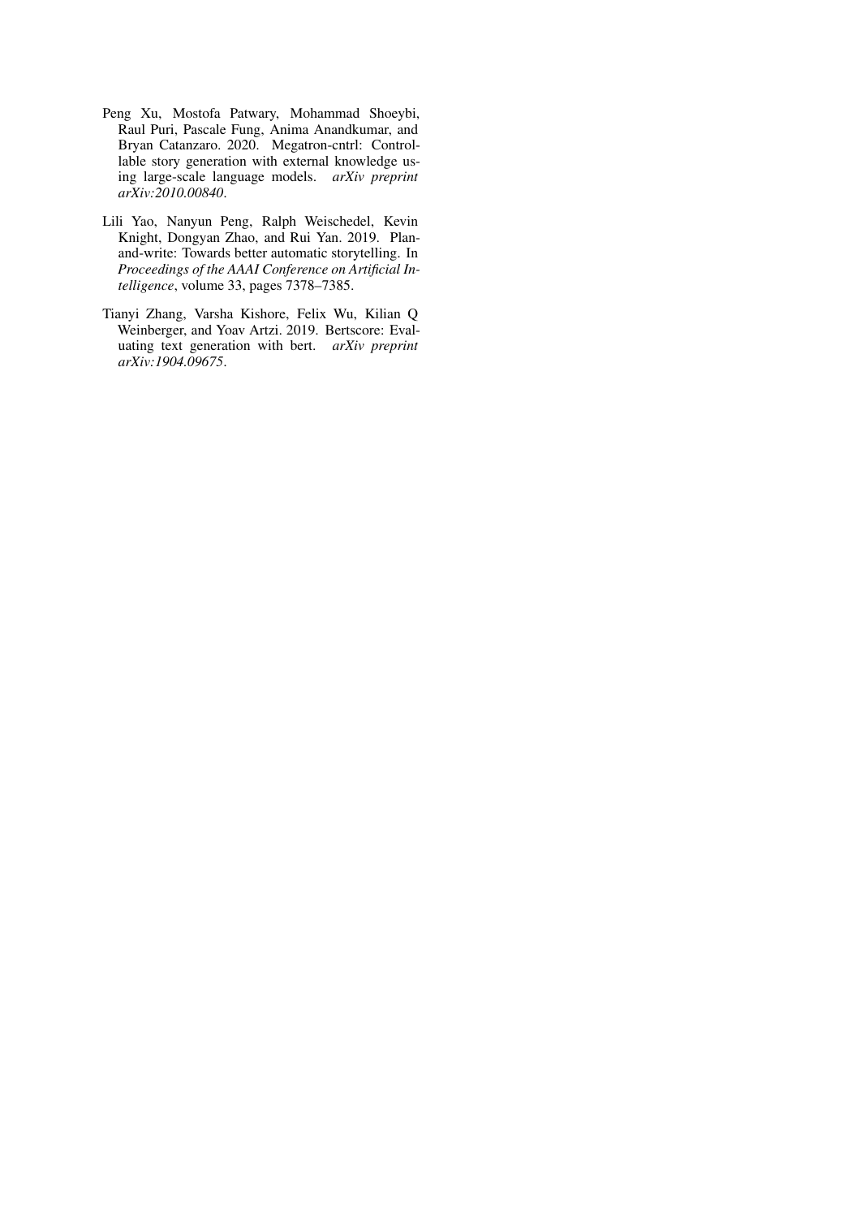Peng Xu, Mostofa Patwary, Mohammad Shoeybi, Raul Puri, Pascale Fung, Anima Anandkumar, and Bryan Catanzaro. 2020. Megatron-cntrl: Controllable story generation with external knowledge using large-scale language models. *arXiv preprint arXiv:2010.00840*.

Lili Yao, Nanyun Peng, Ralph Weischedel, Kevin Knight, Dongyan Zhao, and Rui Yan. 2019. Plan-and-write: Towards better automatic storytelling. In *Proceedings of the AAAI Conference on Artificial Intelligence*, volume 33, pages 7378–7385.

Tianyi Zhang, Varsha Kishore, Felix Wu, Kilian Q Weinberger, and Yoav Artzi. 2019. Bertscore: Evaluating text generation with bert. *arXiv preprint arXiv:1904.09675*.